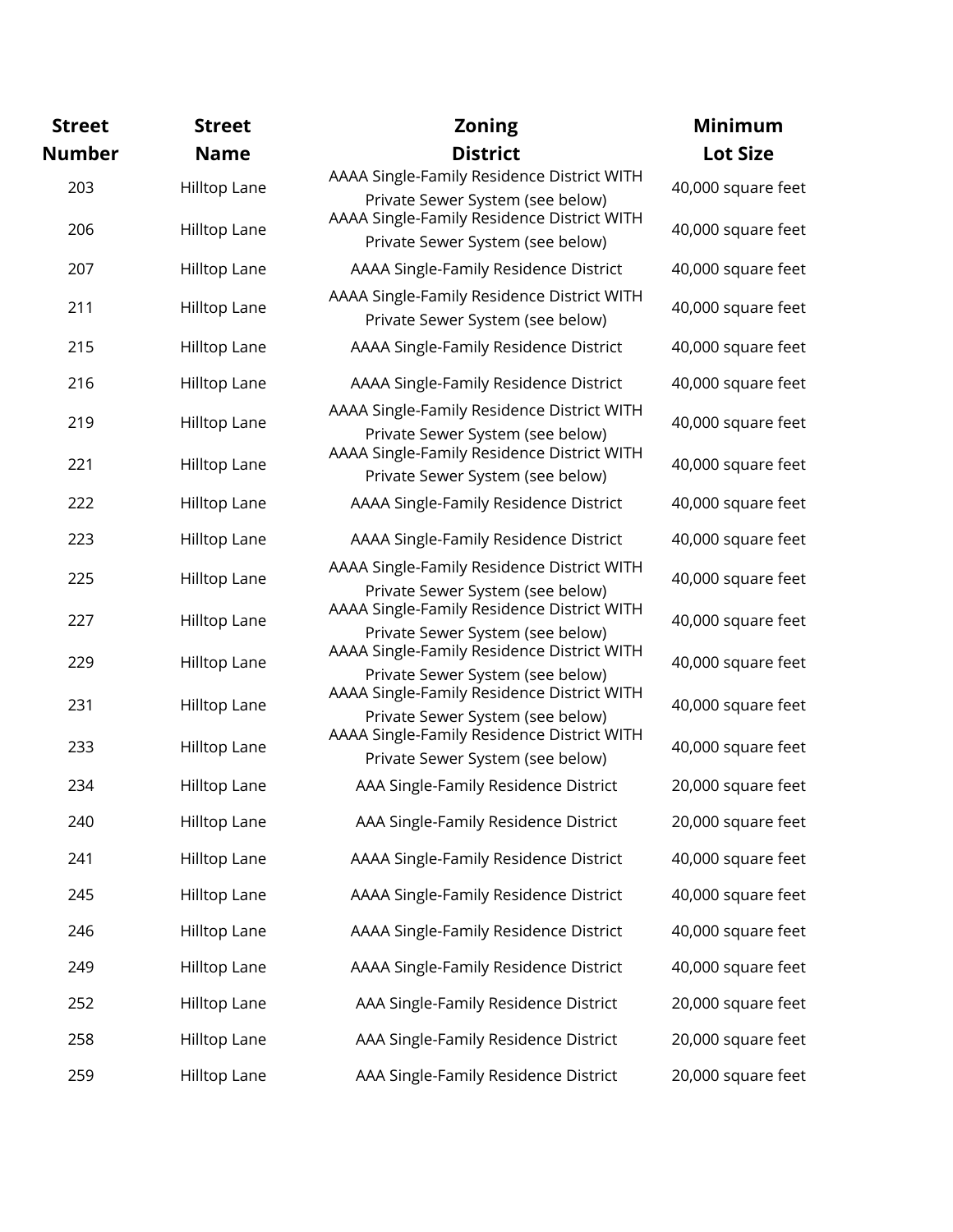| Street Number | Street Name | Zoning District | Minimum Lot Size |
|---|---|---|---|
| 203 | Hilltop Lane | AAAA Single-Family Residence District WITH Private Sewer System (see below) | 40,000 square feet |
| 206 | Hilltop Lane | AAAA Single-Family Residence District WITH Private Sewer System (see below) | 40,000 square feet |
| 207 | Hilltop Lane | AAAA Single-Family Residence District | 40,000 square feet |
| 211 | Hilltop Lane | AAAA Single-Family Residence District WITH Private Sewer System (see below) | 40,000 square feet |
| 215 | Hilltop Lane | AAAA Single-Family Residence District | 40,000 square feet |
| 216 | Hilltop Lane | AAAA Single-Family Residence District | 40,000 square feet |
| 219 | Hilltop Lane | AAAA Single-Family Residence District WITH Private Sewer System (see below) | 40,000 square feet |
| 221 | Hilltop Lane | AAAA Single-Family Residence District WITH Private Sewer System (see below) | 40,000 square feet |
| 222 | Hilltop Lane | AAAA Single-Family Residence District | 40,000 square feet |
| 223 | Hilltop Lane | AAAA Single-Family Residence District | 40,000 square feet |
| 225 | Hilltop Lane | AAAA Single-Family Residence District WITH Private Sewer System (see below) | 40,000 square feet |
| 227 | Hilltop Lane | AAAA Single-Family Residence District WITH Private Sewer System (see below) | 40,000 square feet |
| 229 | Hilltop Lane | AAAA Single-Family Residence District WITH Private Sewer System (see below) | 40,000 square feet |
| 231 | Hilltop Lane | AAAA Single-Family Residence District WITH Private Sewer System (see below) | 40,000 square feet |
| 233 | Hilltop Lane | AAAA Single-Family Residence District WITH Private Sewer System (see below) | 40,000 square feet |
| 234 | Hilltop Lane | AAA Single-Family Residence District | 20,000 square feet |
| 240 | Hilltop Lane | AAA Single-Family Residence District | 20,000 square feet |
| 241 | Hilltop Lane | AAAA Single-Family Residence District | 40,000 square feet |
| 245 | Hilltop Lane | AAAA Single-Family Residence District | 40,000 square feet |
| 246 | Hilltop Lane | AAAA Single-Family Residence District | 40,000 square feet |
| 249 | Hilltop Lane | AAAA Single-Family Residence District | 40,000 square feet |
| 252 | Hilltop Lane | AAA Single-Family Residence District | 20,000 square feet |
| 258 | Hilltop Lane | AAA Single-Family Residence District | 20,000 square feet |
| 259 | Hilltop Lane | AAA Single-Family Residence District | 20,000 square feet |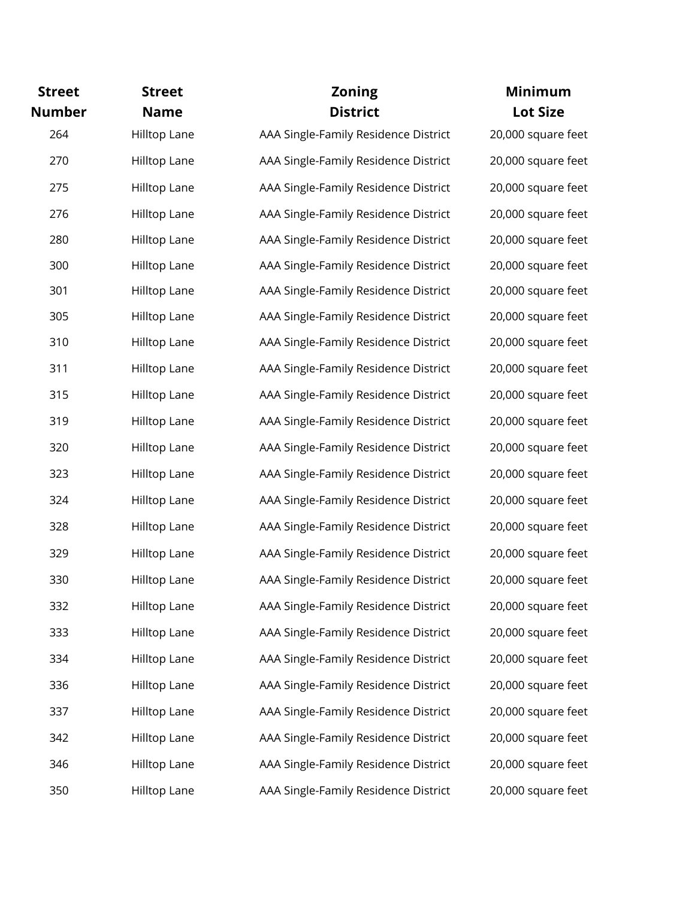| Street Number | Street Name | Zoning District | Minimum Lot Size |
|---|---|---|---|
| 264 | Hilltop Lane | AAA Single-Family Residence District | 20,000 square feet |
| 270 | Hilltop Lane | AAA Single-Family Residence District | 20,000 square feet |
| 275 | Hilltop Lane | AAA Single-Family Residence District | 20,000 square feet |
| 276 | Hilltop Lane | AAA Single-Family Residence District | 20,000 square feet |
| 280 | Hilltop Lane | AAA Single-Family Residence District | 20,000 square feet |
| 300 | Hilltop Lane | AAA Single-Family Residence District | 20,000 square feet |
| 301 | Hilltop Lane | AAA Single-Family Residence District | 20,000 square feet |
| 305 | Hilltop Lane | AAA Single-Family Residence District | 20,000 square feet |
| 310 | Hilltop Lane | AAA Single-Family Residence District | 20,000 square feet |
| 311 | Hilltop Lane | AAA Single-Family Residence District | 20,000 square feet |
| 315 | Hilltop Lane | AAA Single-Family Residence District | 20,000 square feet |
| 319 | Hilltop Lane | AAA Single-Family Residence District | 20,000 square feet |
| 320 | Hilltop Lane | AAA Single-Family Residence District | 20,000 square feet |
| 323 | Hilltop Lane | AAA Single-Family Residence District | 20,000 square feet |
| 324 | Hilltop Lane | AAA Single-Family Residence District | 20,000 square feet |
| 328 | Hilltop Lane | AAA Single-Family Residence District | 20,000 square feet |
| 329 | Hilltop Lane | AAA Single-Family Residence District | 20,000 square feet |
| 330 | Hilltop Lane | AAA Single-Family Residence District | 20,000 square feet |
| 332 | Hilltop Lane | AAA Single-Family Residence District | 20,000 square feet |
| 333 | Hilltop Lane | AAA Single-Family Residence District | 20,000 square feet |
| 334 | Hilltop Lane | AAA Single-Family Residence District | 20,000 square feet |
| 336 | Hilltop Lane | AAA Single-Family Residence District | 20,000 square feet |
| 337 | Hilltop Lane | AAA Single-Family Residence District | 20,000 square feet |
| 342 | Hilltop Lane | AAA Single-Family Residence District | 20,000 square feet |
| 346 | Hilltop Lane | AAA Single-Family Residence District | 20,000 square feet |
| 350 | Hilltop Lane | AAA Single-Family Residence District | 20,000 square feet |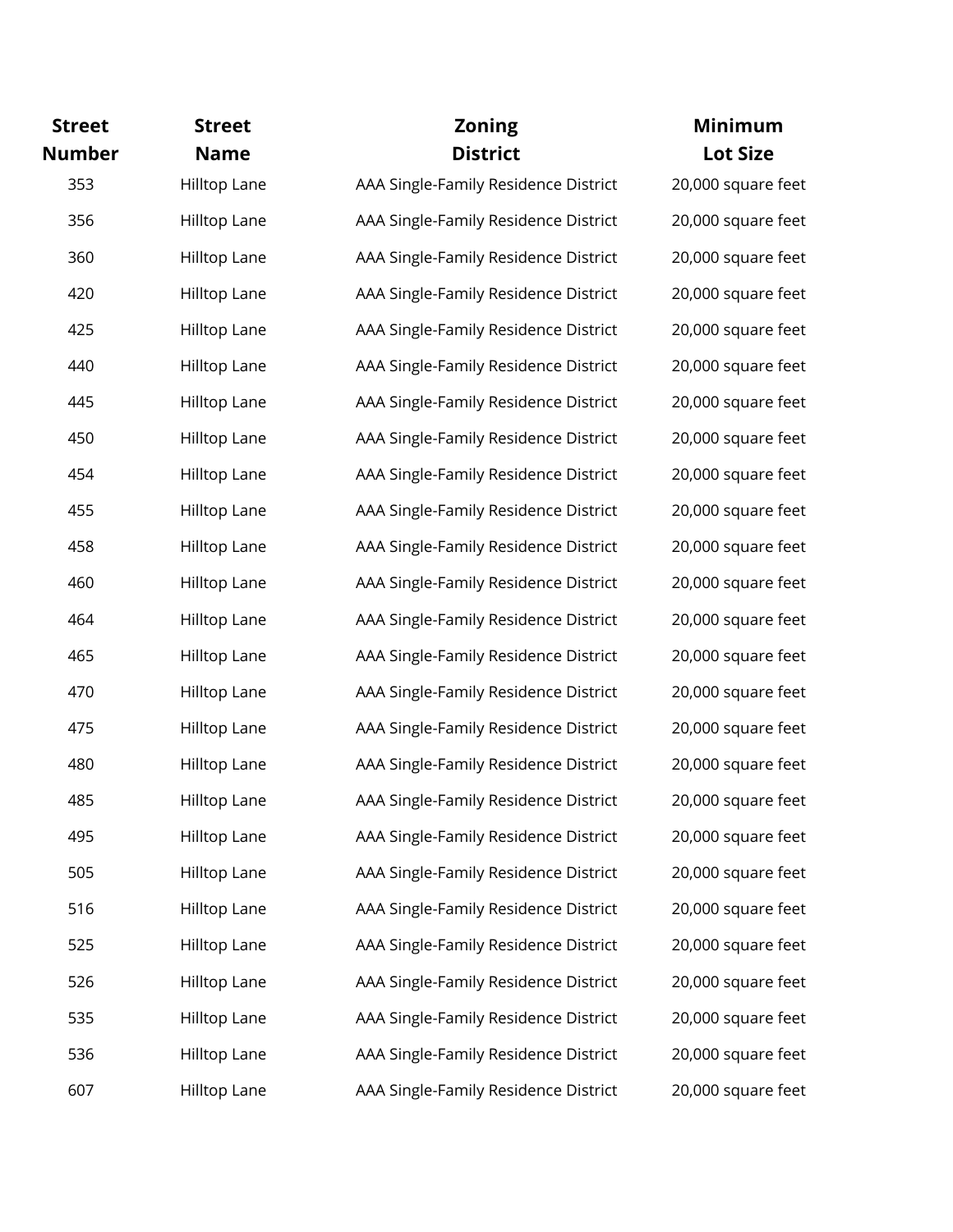| Street Number | Street Name | Zoning District | Minimum Lot Size |
|---|---|---|---|
| 353 | Hilltop Lane | AAA Single-Family Residence District | 20,000 square feet |
| 356 | Hilltop Lane | AAA Single-Family Residence District | 20,000 square feet |
| 360 | Hilltop Lane | AAA Single-Family Residence District | 20,000 square feet |
| 420 | Hilltop Lane | AAA Single-Family Residence District | 20,000 square feet |
| 425 | Hilltop Lane | AAA Single-Family Residence District | 20,000 square feet |
| 440 | Hilltop Lane | AAA Single-Family Residence District | 20,000 square feet |
| 445 | Hilltop Lane | AAA Single-Family Residence District | 20,000 square feet |
| 450 | Hilltop Lane | AAA Single-Family Residence District | 20,000 square feet |
| 454 | Hilltop Lane | AAA Single-Family Residence District | 20,000 square feet |
| 455 | Hilltop Lane | AAA Single-Family Residence District | 20,000 square feet |
| 458 | Hilltop Lane | AAA Single-Family Residence District | 20,000 square feet |
| 460 | Hilltop Lane | AAA Single-Family Residence District | 20,000 square feet |
| 464 | Hilltop Lane | AAA Single-Family Residence District | 20,000 square feet |
| 465 | Hilltop Lane | AAA Single-Family Residence District | 20,000 square feet |
| 470 | Hilltop Lane | AAA Single-Family Residence District | 20,000 square feet |
| 475 | Hilltop Lane | AAA Single-Family Residence District | 20,000 square feet |
| 480 | Hilltop Lane | AAA Single-Family Residence District | 20,000 square feet |
| 485 | Hilltop Lane | AAA Single-Family Residence District | 20,000 square feet |
| 495 | Hilltop Lane | AAA Single-Family Residence District | 20,000 square feet |
| 505 | Hilltop Lane | AAA Single-Family Residence District | 20,000 square feet |
| 516 | Hilltop Lane | AAA Single-Family Residence District | 20,000 square feet |
| 525 | Hilltop Lane | AAA Single-Family Residence District | 20,000 square feet |
| 526 | Hilltop Lane | AAA Single-Family Residence District | 20,000 square feet |
| 535 | Hilltop Lane | AAA Single-Family Residence District | 20,000 square feet |
| 536 | Hilltop Lane | AAA Single-Family Residence District | 20,000 square feet |
| 607 | Hilltop Lane | AAA Single-Family Residence District | 20,000 square feet |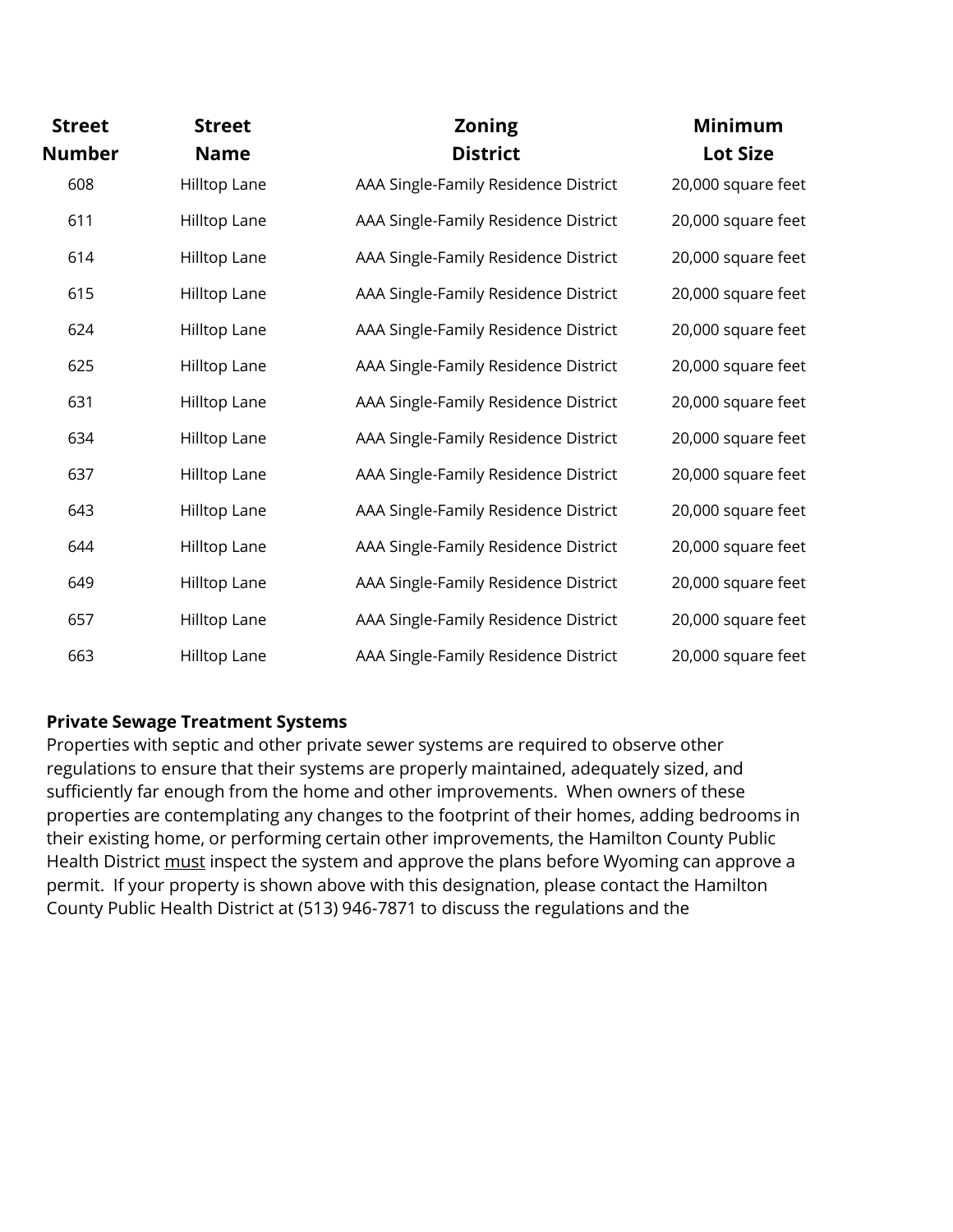| Street Number | Street Name | Zoning District | Minimum Lot Size |
|---|---|---|---|
| 608 | Hilltop Lane | AAA Single-Family Residence District | 20,000 square feet |
| 611 | Hilltop Lane | AAA Single-Family Residence District | 20,000 square feet |
| 614 | Hilltop Lane | AAA Single-Family Residence District | 20,000 square feet |
| 615 | Hilltop Lane | AAA Single-Family Residence District | 20,000 square feet |
| 624 | Hilltop Lane | AAA Single-Family Residence District | 20,000 square feet |
| 625 | Hilltop Lane | AAA Single-Family Residence District | 20,000 square feet |
| 631 | Hilltop Lane | AAA Single-Family Residence District | 20,000 square feet |
| 634 | Hilltop Lane | AAA Single-Family Residence District | 20,000 square feet |
| 637 | Hilltop Lane | AAA Single-Family Residence District | 20,000 square feet |
| 643 | Hilltop Lane | AAA Single-Family Residence District | 20,000 square feet |
| 644 | Hilltop Lane | AAA Single-Family Residence District | 20,000 square feet |
| 649 | Hilltop Lane | AAA Single-Family Residence District | 20,000 square feet |
| 657 | Hilltop Lane | AAA Single-Family Residence District | 20,000 square feet |
| 663 | Hilltop Lane | AAA Single-Family Residence District | 20,000 square feet |

**Private Sewage Treatment Systems**

Properties with septic and other private sewer systems are required to observe other regulations to ensure that their systems are properly maintained, adequately sized, and sufficiently far enough from the home and other improvements. When owners of these properties are contemplating any changes to the footprint of their homes, adding bedrooms in their existing home, or performing certain other improvements, the Hamilton County Public Health District <u>must</u> inspect the system and approve the plans before Wyoming can approve a permit. If your property is shown above with this designation, please contact the Hamilton County Public Health District at (513) 946-7871 to discuss the regulations and the